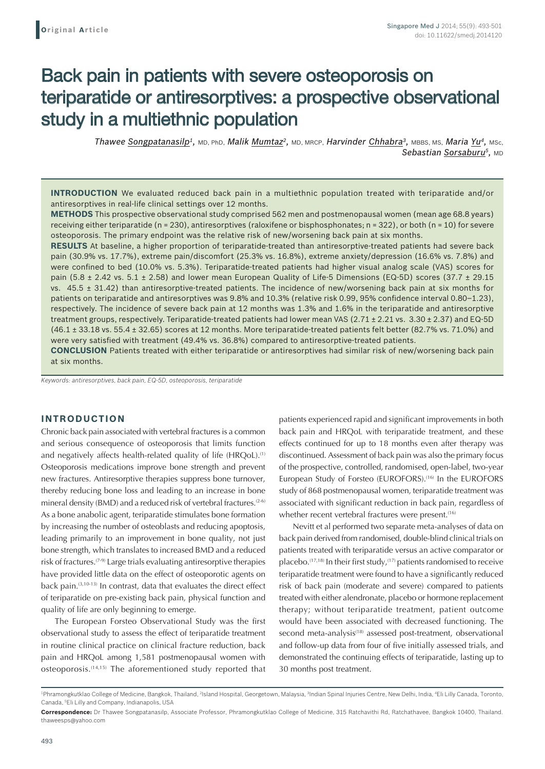Original Article

# Back pain in patients with severe osteoporosis on teriparatide or antiresorptives: a prospective observational study in a multiethnic population

*Thawee Songpatanasilp*[1], MD, PhD, *Malik Mumtaz*[2], MD, MRCP, *Harvinder Chhabra*[3], MBBS, MS, *Maria Yu*[4], MSc, *Sebastian Sorsaburu*[5], MD

**INTRODUCTION** We evaluated reduced back pain in a multiethnic population treated with teriparatide and/or antiresorptives in real-life clinical settings over 12 months.

**METHODS** This prospective observational study comprised 562 men and postmenopausal women (mean age 68.8 years) receiving either teriparatide (n = 230), antiresorptives (raloxifene or bisphosphonates; n = 322), or both (n = 10) for severe osteoporosis. The primary endpoint was the relative risk of new/worsening back pain at six months.

**RESULTS** At baseline, a higher proportion of teriparatide-treated than antiresorptive-treated patients had severe back pain (30.9% vs. 17.7%), extreme pain/discomfort (25.3% vs. 16.8%), extreme anxiety/depression (16.6% vs. 7.8%) and were confined to bed (10.0% vs. 5.3%). Teriparatide-treated patients had higher visual analog scale (VAS) scores for pain (5.8 ± 2.42 vs. 5.1 ± 2.58) and lower mean European Quality of Life-5 Dimensions (EQ-5D) scores (37.7 ± 29.15 vs. 45.5 ± 31.42) than antiresorptive-treated patients. The incidence of new/worsening back pain at six months for patients on teriparatide and antiresorptives was 9.8% and 10.3% (relative risk 0.99, 95% confidence interval 0.80–1.23), respectively. The incidence of severe back pain at 12 months was 1.3% and 1.6% in the teriparatide and antiresorptive treatment groups, respectively. Teriparatide-treated patients had lower mean VAS (2.71 ± 2.21 vs. 3.30 ± 2.37) and EQ-5D (46.1 ± 33.18 vs. 55.4 ± 32.65) scores at 12 months. More teriparatide-treated patients felt better (82.7% vs. 71.0%) and were very satisfied with treatment (49.4% vs. 36.8%) compared to antiresorptive-treated patients.

**CONCLUSION** Patients treated with either teriparatide or antiresorptives had similar risk of new/worsening back pain at six months.

*Keywords: antiresorptives, back pain, EQ-5D, osteoporosis, teriparatide*

## INTRODUCTION

Chronic back pain associated with vertebral fractures is a common and serious consequence of osteoporosis that limits function and negatively affects health-related quality of life (HRQoL).[1] Osteoporosis medications improve bone strength and prevent new fractures. Antiresorptive therapies suppress bone turnover, thereby reducing bone loss and leading to an increase in bone mineral density (BMD) and a reduced risk of vertebral fractures.[2-6] As a bone anabolic agent, teriparatide stimulates bone formation by increasing the number of osteoblasts and reducing apoptosis, leading primarily to an improvement in bone quality, not just bone strength, which translates to increased BMD and a reduced risk of fractures.[7-9] Large trials evaluating antiresorptive therapies have provided little data on the effect of osteoporotic agents on back pain.[3,10-13] In contrast, data that evaluates the direct effect of teriparatide on pre-existing back pain, physical function and quality of life are only beginning to emerge.

The European Forsteo Observational Study was the first observational study to assess the effect of teriparatide treatment in routine clinical practice on clinical fracture reduction, back pain and HRQoL among 1,581 postmenopausal women with osteoporosis.[14,15] The aforementioned study reported that patients experienced rapid and significant improvements in both back pain and HRQoL with teriparatide treatment, and these effects continued for up to 18 months even after therapy was discontinued. Assessment of back pain was also the primary focus of the prospective, controlled, randomised, open-label, two-year European Study of Forsteo (EUROFORS).[16] In the EUROFORS study of 868 postmenopausal women, teriparatide treatment was associated with significant reduction in back pain, regardless of whether recent vertebral fractures were present.[16]

Nevitt et al performed two separate meta-analyses of data on back pain derived from randomised, double-blind clinical trials on patients treated with teriparatide versus an active comparator or placebo.[17,18] In their first study,[17] patients randomised to receive teriparatide treatment were found to have a significantly reduced risk of back pain (moderate and severe) compared to patients treated with either alendronate, placebo or hormone replacement therapy; without teriparatide treatment, patient outcome would have been associated with decreased functioning. The second meta-analysis[18] assessed post-treatment, observational and follow-up data from four of five initially assessed trials, and demonstrated the continuing effects of teriparatide, lasting up to 30 months post treatment.

[1]Phramongkutklao College of Medicine, Bangkok, Thailand, [2]Island Hospital, Georgetown, Malaysia, [3]Indian Spinal Injuries Centre, New Delhi, India, [4]Eli Lilly Canada, Toronto, Canada, [5]Eli Lilly and Company, Indianapolis, USA

**Correspondence:** Dr Thawee Songpatanasilp, Associate Professor, Phramongkutklao College of Medicine, 315 Ratchavithi Rd, Ratchathavee, Bangkok 10400, Thailand. thaweesps@yahoo.com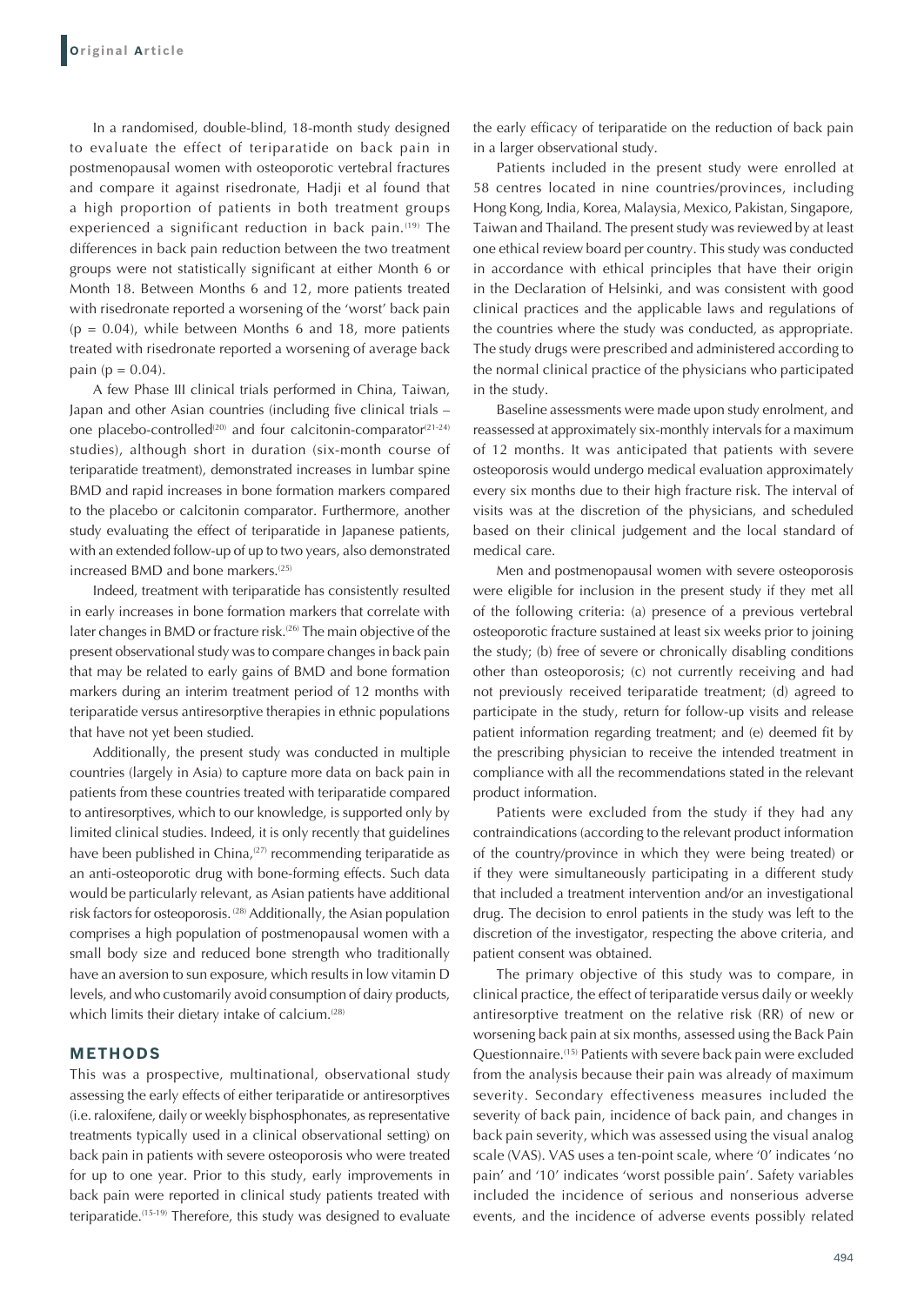In a randomised, double-blind, 18-month study designed to evaluate the effect of teriparatide on back pain in postmenopausal women with osteoporotic vertebral fractures and compare it against risedronate, Hadji et al found that a high proportion of patients in both treatment groups experienced a significant reduction in back pain.[19] The differences in back pain reduction between the two treatment groups were not statistically significant at either Month 6 or Month 18. Between Months 6 and 12, more patients treated with risedronate reported a worsening of the 'worst' back pain ($p = 0.04$), while between Months 6 and 18, more patients treated with risedronate reported a worsening of average back pain ($p = 0.04$).

A few Phase III clinical trials performed in China, Taiwan, Japan and other Asian countries (including five clinical trials – one placebo-controlled[20] and four calcitonin-comparator[21-24] studies), although short in duration (six-month course of teriparatide treatment), demonstrated increases in lumbar spine BMD and rapid increases in bone formation markers compared to the placebo or calcitonin comparator. Furthermore, another study evaluating the effect of teriparatide in Japanese patients, with an extended follow-up of up to two years, also demonstrated increased BMD and bone markers.[25]

Indeed, treatment with teriparatide has consistently resulted in early increases in bone formation markers that correlate with later changes in BMD or fracture risk.[26] The main objective of the present observational study was to compare changes in back pain that may be related to early gains of BMD and bone formation markers during an interim treatment period of 12 months with teriparatide versus antiresorptive therapies in ethnic populations that have not yet been studied.

Additionally, the present study was conducted in multiple countries (largely in Asia) to capture more data on back pain in patients from these countries treated with teriparatide compared to antiresorptives, which to our knowledge, is supported only by limited clinical studies. Indeed, it is only recently that guidelines have been published in China,[27] recommending teriparatide as an anti-osteoporotic drug with bone-forming effects. Such data would be particularly relevant, as Asian patients have additional risk factors for osteoporosis.[28] Additionally, the Asian population comprises a high population of postmenopausal women with a small body size and reduced bone strength who traditionally have an aversion to sun exposure, which results in low vitamin D levels, and who customarily avoid consumption of dairy products, which limits their dietary intake of calcium.[28]

## METHODS

This was a prospective, multinational, observational study assessing the early effects of either teriparatide or antiresorptives (i.e. raloxifene, daily or weekly bisphosphonates, as representative treatments typically used in a clinical observational setting) on back pain in patients with severe osteoporosis who were treated for up to one year. Prior to this study, early improvements in back pain were reported in clinical study patients treated with teriparatide.[15-19] Therefore, this study was designed to evaluate the early efficacy of teriparatide on the reduction of back pain in a larger observational study.

Patients included in the present study were enrolled at 58 centres located in nine countries/provinces, including Hong Kong, India, Korea, Malaysia, Mexico, Pakistan, Singapore, Taiwan and Thailand. The present study was reviewed by at least one ethical review board per country. This study was conducted in accordance with ethical principles that have their origin in the Declaration of Helsinki, and was consistent with good clinical practices and the applicable laws and regulations of the countries where the study was conducted, as appropriate. The study drugs were prescribed and administered according to the normal clinical practice of the physicians who participated in the study.

Baseline assessments were made upon study enrolment, and reassessed at approximately six-monthly intervals for a maximum of 12 months. It was anticipated that patients with severe osteoporosis would undergo medical evaluation approximately every six months due to their high fracture risk. The interval of visits was at the discretion of the physicians, and scheduled based on their clinical judgement and the local standard of medical care.

Men and postmenopausal women with severe osteoporosis were eligible for inclusion in the present study if they met all of the following criteria: (a) presence of a previous vertebral osteoporotic fracture sustained at least six weeks prior to joining the study; (b) free of severe or chronically disabling conditions other than osteoporosis; (c) not currently receiving and had not previously received teriparatide treatment; (d) agreed to participate in the study, return for follow-up visits and release patient information regarding treatment; and (e) deemed fit by the prescribing physician to receive the intended treatment in compliance with all the recommendations stated in the relevant product information.

Patients were excluded from the study if they had any contraindications (according to the relevant product information of the country/province in which they were being treated) or if they were simultaneously participating in a different study that included a treatment intervention and/or an investigational drug. The decision to enrol patients in the study was left to the discretion of the investigator, respecting the above criteria, and patient consent was obtained.

The primary objective of this study was to compare, in clinical practice, the effect of teriparatide versus daily or weekly antiresorptive treatment on the relative risk (RR) of new or worsening back pain at six months, assessed using the Back Pain Questionnaire.[15] Patients with severe back pain were excluded from the analysis because their pain was already of maximum severity. Secondary effectiveness measures included the severity of back pain, incidence of back pain, and changes in back pain severity, which was assessed using the visual analog scale (VAS). VAS uses a ten-point scale, where '0' indicates 'no pain' and '10' indicates 'worst possible pain'. Safety variables included the incidence of serious and nonserious adverse events, and the incidence of adverse events possibly related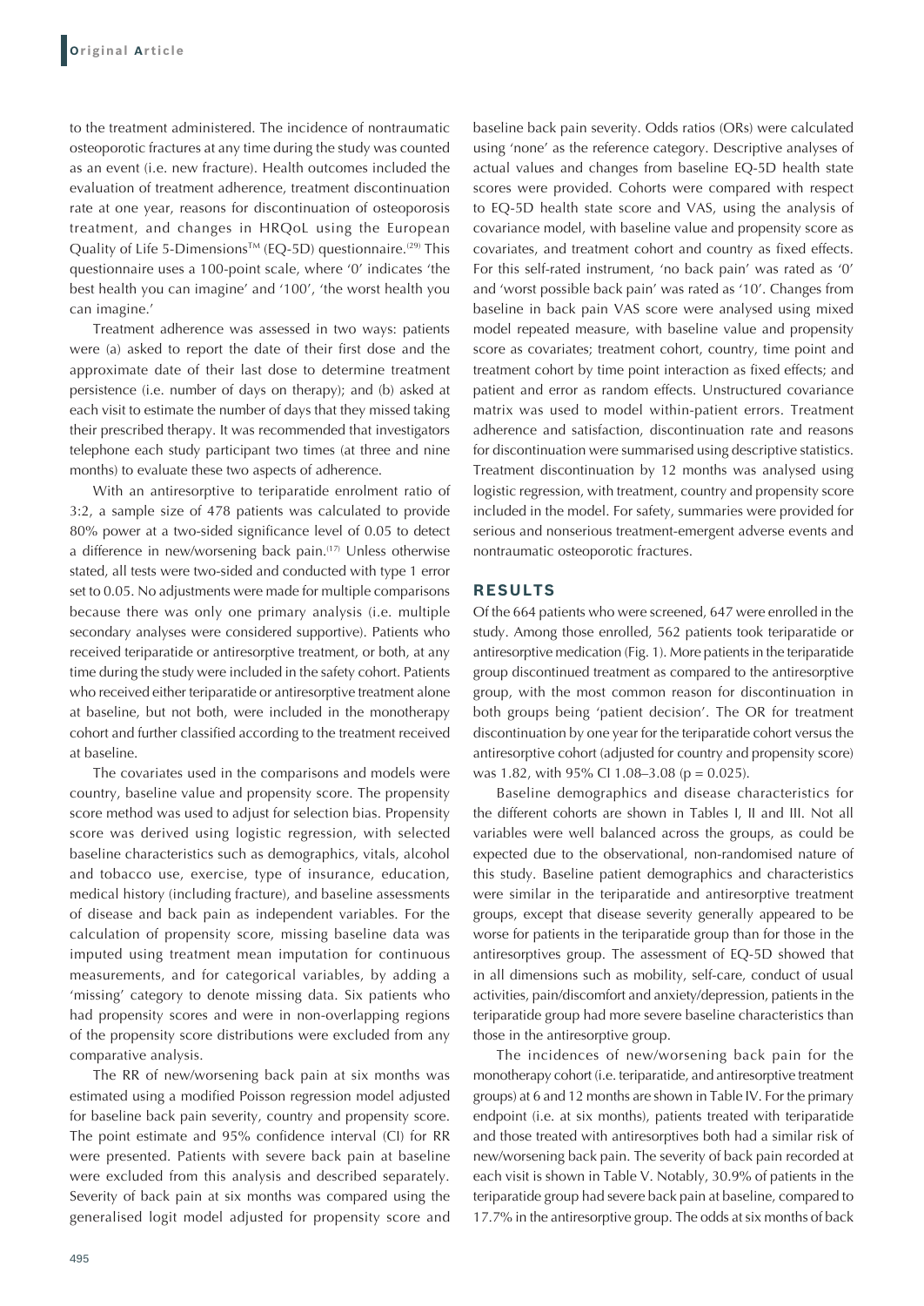to the treatment administered. The incidence of nontraumatic osteoporotic fractures at any time during the study was counted as an event (i.e. new fracture). Health outcomes included the evaluation of treatment adherence, treatment discontinuation rate at one year, reasons for discontinuation of osteoporosis treatment, and changes in HRQoL using the European Quality of Life 5-Dimensions™ (EQ-5D) questionnaire.[29] This questionnaire uses a 100-point scale, where '0' indicates 'the best health you can imagine' and '100', 'the worst health you can imagine.'

Treatment adherence was assessed in two ways: patients were (a) asked to report the date of their first dose and the approximate date of their last dose to determine treatment persistence (i.e. number of days on therapy); and (b) asked at each visit to estimate the number of days that they missed taking their prescribed therapy. It was recommended that investigators telephone each study participant two times (at three and nine months) to evaluate these two aspects of adherence.

With an antiresorptive to teriparatide enrolment ratio of 3:2, a sample size of 478 patients was calculated to provide 80% power at a two-sided significance level of 0.05 to detect a difference in new/worsening back pain.[17] Unless otherwise stated, all tests were two-sided and conducted with type 1 error set to 0.05. No adjustments were made for multiple comparisons because there was only one primary analysis (i.e. multiple secondary analyses were considered supportive). Patients who received teriparatide or antiresorptive treatment, or both, at any time during the study were included in the safety cohort. Patients who received either teriparatide or antiresorptive treatment alone at baseline, but not both, were included in the monotherapy cohort and further classified according to the treatment received at baseline.

The covariates used in the comparisons and models were country, baseline value and propensity score. The propensity score method was used to adjust for selection bias. Propensity score was derived using logistic regression, with selected baseline characteristics such as demographics, vitals, alcohol and tobacco use, exercise, type of insurance, education, medical history (including fracture), and baseline assessments of disease and back pain as independent variables. For the calculation of propensity score, missing baseline data was imputed using treatment mean imputation for continuous measurements, and for categorical variables, by adding a 'missing' category to denote missing data. Six patients who had propensity scores and were in non-overlapping regions of the propensity score distributions were excluded from any comparative analysis.

The RR of new/worsening back pain at six months was estimated using a modified Poisson regression model adjusted for baseline back pain severity, country and propensity score. The point estimate and 95% confidence interval (CI) for RR were presented. Patients with severe back pain at baseline were excluded from this analysis and described separately. Severity of back pain at six months was compared using the generalised logit model adjusted for propensity score and baseline back pain severity. Odds ratios (ORs) were calculated using 'none' as the reference category. Descriptive analyses of actual values and changes from baseline EQ-5D health state scores were provided. Cohorts were compared with respect to EQ-5D health state score and VAS, using the analysis of covariance model, with baseline value and propensity score as covariates, and treatment cohort and country as fixed effects. For this self-rated instrument, 'no back pain' was rated as '0' and 'worst possible back pain' was rated as '10'. Changes from baseline in back pain VAS score were analysed using mixed model repeated measure, with baseline value and propensity score as covariates; treatment cohort, country, time point and treatment cohort by time point interaction as fixed effects; and patient and error as random effects. Unstructured covariance matrix was used to model within-patient errors. Treatment adherence and satisfaction, discontinuation rate and reasons for discontinuation were summarised using descriptive statistics. Treatment discontinuation by 12 months was analysed using logistic regression, with treatment, country and propensity score included in the model. For safety, summaries were provided for serious and nonserious treatment-emergent adverse events and nontraumatic osteoporotic fractures.

## RESULTS

Of the 664 patients who were screened, 647 were enrolled in the study. Among those enrolled, 562 patients took teriparatide or antiresorptive medication (Fig. 1). More patients in the teriparatide group discontinued treatment as compared to the antiresorptive group, with the most common reason for discontinuation in both groups being 'patient decision'. The OR for treatment discontinuation by one year for the teriparatide cohort versus the antiresorptive cohort (adjusted for country and propensity score) was 1.82, with 95% CI 1.08–3.08 ($p = 0.025$).

Baseline demographics and disease characteristics for the different cohorts are shown in Tables I, II and III. Not all variables were well balanced across the groups, as could be expected due to the observational, non-randomised nature of this study. Baseline patient demographics and characteristics were similar in the teriparatide and antiresorptive treatment groups, except that disease severity generally appeared to be worse for patients in the teriparatide group than for those in the antiresorptives group. The assessment of EQ-5D showed that in all dimensions such as mobility, self-care, conduct of usual activities, pain/discomfort and anxiety/depression, patients in the teriparatide group had more severe baseline characteristics than those in the antiresorptive group.

The incidences of new/worsening back pain for the monotherapy cohort (i.e. teriparatide, and antiresorptive treatment groups) at 6 and 12 months are shown in Table IV. For the primary endpoint (i.e. at six months), patients treated with teriparatide and those treated with antiresorptives both had a similar risk of new/worsening back pain. The severity of back pain recorded at each visit is shown in Table V. Notably, 30.9% of patients in the teriparatide group had severe back pain at baseline, compared to 17.7% in the antiresorptive group. The odds at six months of back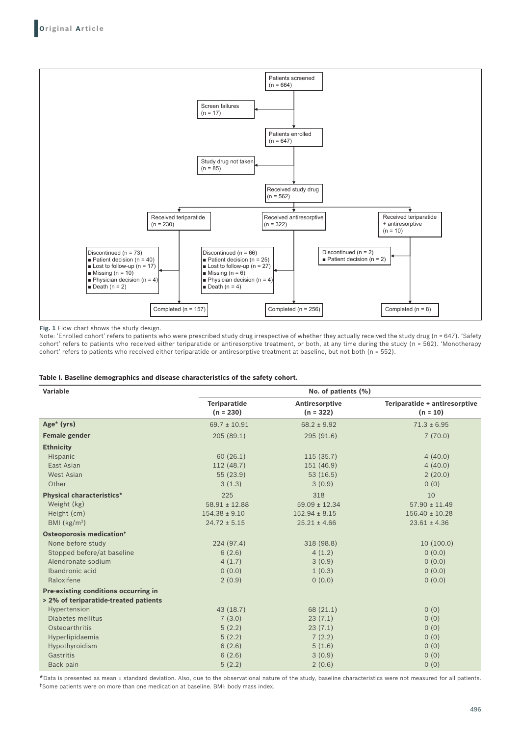Patients screened (n = 664)

Screen failures (n = 17)

Patients enrolled (n = 647)

Study drug not taken (n = 85)

Received study drug (n = 562)

Received teriparatide (n = 230)

Received antiresorptive (n = 322)

Received teriparatide + antiresorptive (n = 10)

Discontinued (n = 73)
- Patient decision (n = 40)
- Lost to follow-up (n = 17)
- Missing (n = 10)
- Physician decision (n = 4)
- Death (n = 2)

Discontinued (n = 66)
- Patient decision (n = 25)
- Lost to follow-up (n = 27)
- Missing (n = 6)
- Physician decision (n = 4)
- Death (n = 4)

Discontinued (n = 2)
- Patient decision (n = 2)

Completed (n = 157)

Completed (n = 256)

Completed (n = 8)

**Fig. 1** Flow chart shows the study design.
Note: 'Enrolled cohort' refers to patients who were prescribed study drug irrespective of whether they actually received the study drug (n = 647). 'Safety cohort' refers to patients who received either teriparatide or antiresorptive treatment, or both, at any time during the study (n = 562). 'Monotherapy cohort' refers to patients who received either teriparatide or antiresorptive treatment at baseline, but not both (n = 552).

**Table I. Baseline demographics and disease characteristics of the safety cohort.**

| Variable | No. of patients (%) | | |
|---|---|---|---|
| | **Teriparatide (n = 230)** | **Antiresorptive (n = 322)** | **Teriparatide + antiresorptive (n = 10)** |
| **Age* (yrs)** | 69.7 ± 10.91 | 68.2 ± 9.92 | 71.3 ± 6.95 |
| **Female gender** | 205 (89.1) | 295 (91.6) | 7 (70.0) |
| **Ethnicity** | | | |
| Hispanic | 60 (26.1) | 115 (35.7) | 4 (40.0) |
| East Asian | 112 (48.7) | 151 (46.9) | 4 (40.0) |
| West Asian | 55 (23.9) | 53 (16.5) | 2 (20.0) |
| Other | 3 (1.3) | 3 (0.9) | 0 (0) |
| **Physical characteristics*** | 225 | 318 | 10 |
| Weight (kg) | 58.91 ± 12.88 | 59.09 ± 12.34 | 57.90 ± 11.49 |
| Height (cm) | 154.38 ± 9.10 | 152.94 ± 8.15 | 156.40 ± 10.28 |
| BMI (kg/m$^2$) | 24.72 ± 5.15 | 25.21 ± 4.66 | 23.61 ± 4.36 |
| **Osteoporosis medication†** | | | |
| None before study | 224 (97.4) | 318 (98.8) | 10 (100.0) |
| Stopped before/at baseline | 6 (2.6) | 4 (1.2) | 0 (0.0) |
| Alendronate sodium | 4 (1.7) | 3 (0.9) | 0 (0.0) |
| Ibandronic acid | 0 (0.0) | 1 (0.3) | 0 (0.0) |
| Raloxifene | 2 (0.9) | 0 (0.0) | 0 (0.0) |
| **Pre-existing conditions occurring in > 2% of teriparatide-treated patients** | | | |
| Hypertension | 43 (18.7) | 68 (21.1) | 0 (0) |
| Diabetes mellitus | 7 (3.0) | 23 (7.1) | 0 (0) |
| Osteoarthritis | 5 (2.2) | 23 (7.1) | 0 (0) |
| Hyperlipidaemia | 5 (2.2) | 7 (2.2) | 0 (0) |
| Hypothyroidism | 6 (2.6) | 5 (1.6) | 0 (0) |
| Gastritis | 6 (2.6) | 3 (0.9) | 0 (0) |
| Back pain | 5 (2.2) | 2 (0.6) | 0 (0) |

*Data is presented as mean ± standard deviation. Also, due to the observational nature of the study, baseline characteristics were not measured for all patients.
†Some patients were on more than one medication at baseline. BMI: body mass index.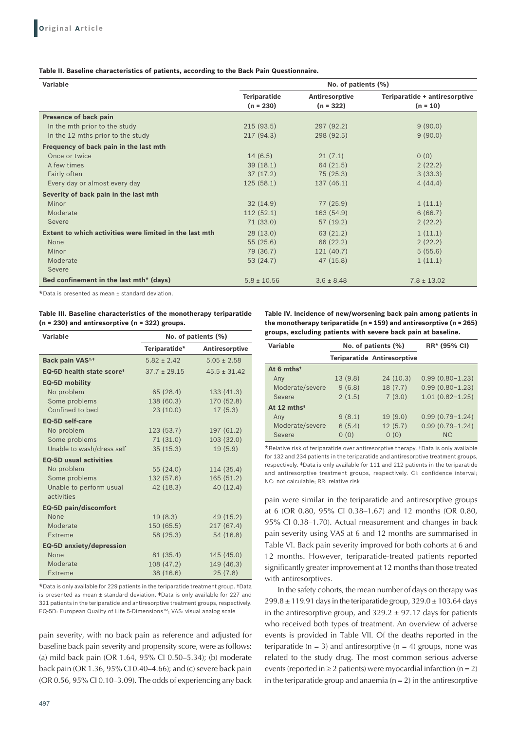**Table II. Baseline characteristics of patients, according to the Back Pain Questionnaire.**

| Variable | No. of patients (%) | | |
|---|---|---|---|
| | Teriparatide (n = 230) | Antiresorptive (n = 322) | Teriparatide + antiresorptive (n = 10) |
| **Presence of back pain** | | | |
| In the mth prior to the study | 215 (93.5) | 297 (92.2) | 9 (90.0) |
| In the 12 mths prior to the study | 217 (94.3) | 298 (92.5) | 9 (90.0) |
| **Frequency of back pain in the last mth** | | | |
| Once or twice | 14 (6.5) | 21 (7.1) | 0 (0) |
| A few times | 39 (18.1) | 64 (21.5) | 2 (22.2) |
| Fairly often | 37 (17.2) | 75 (25.3) | 3 (33.3) |
| Every day or almost every day | 125 (58.1) | 137 (46.1) | 4 (44.4) |
| **Severity of back pain in the last mth** | | | |
| Minor | 32 (14.9) | 77 (25.9) | 1 (11.1) |
| Moderate | 112 (52.1) | 163 (54.9) | 6 (66.7) |
| Severe | 71 (33.0) | 57 (19.2) | 2 (22.2) |
| **Extent to which activities were limited in the last mth** | 28 (13.0) | 63 (21.2) | 1 (11.1) |
| None | 55 (25.6) | 66 (22.2) | 2 (22.2) |
| Minor | 79 (36.7) | 121 (40.7) | 5 (55.6) |
| Moderate | 53 (24.7) | 47 (15.8) | 1 (11.1) |
| Severe | | | |
| **Bed confinement in the last mth* (days)** | 5.8 ± 10.56 | 3.6 ± 8.48 | 7.8 ± 13.02 |

*Data is presented as mean ± standard deviation.

**Table III. Baseline characteristics of the monotherapy teriparatide (n = 230) and antiresorptive (n = 322) groups.**

| Variable | No. of patients (%) | |
|---|---|---|
| | Teriparatide* | Antiresorptive |
| **Back pain VAS†,‡** | 5.82 ± 2.42 | 5.05 ± 2.58 |
| **EQ-5D health state score†** | 37.7 ± 29.15 | 45.5 ± 31.42 |
| **EQ-5D mobility** | | |
| No problem | 65 (28.4) | 133 (41.3) |
| Some problems | 138 (60.3) | 170 (52.8) |
| Confined to bed | 23 (10.0) | 17 (5.3) |
| **EQ-5D self-care** | | |
| No problem | 123 (53.7) | 197 (61.2) |
| Some problems | 71 (31.0) | 103 (32.0) |
| Unable to wash/dress self | 35 (15.3) | 19 (5.9) |
| **EQ-5D usual activities** | | |
| No problem | 55 (24.0) | 114 (35.4) |
| Some problems | 132 (57.6) | 165 (51.2) |
| Unable to perform usual activities | 42 (18.3) | 40 (12.4) |
| **EQ-5D pain/discomfort** | | |
| None | 19 (8.3) | 49 (15.2) |
| Moderate | 150 (65.5) | 217 (67.4) |
| Extreme | 58 (25.3) | 54 (16.8) |
| **EQ-5D anxiety/depression** | | |
| None | 81 (35.4) | 145 (45.0) |
| Moderate | 108 (47.2) | 149 (46.3) |
| Extreme | 38 (16.6) | 25 (7.8) |

*Data is only available for 229 patients in the teriparatide treatment group. †Data is presented as mean ± standard deviation. ‡Data is only available for 227 and 321 patients in the teriparatide and antiresorptive treatment groups, respectively. EQ-5D: European Quality of Life 5-Dimensions™; VAS: visual analog scale

pain severity, with no back pain as reference and adjusted for baseline back pain severity and propensity score, were as follows: (a) mild back pain (OR 1.64, 95% CI 0.50–5.34); (b) moderate back pain (OR 1.36, 95% CI 0.40–4.66); and (c) severe back pain (OR 0.56, 95% CI 0.10–3.09). The odds of experiencing any back pain were similar in the teriparatide and antiresorptive groups at 6 (OR 0.80, 95% CI 0.38–1.67) and 12 months (OR 0.80, 95% CI 0.38–1.70). Actual measurement and changes in back pain severity using VAS at 6 and 12 months are summarised in Table VI. Back pain severity improved for both cohorts at 6 and 12 months. However, teriparatide-treated patients reported significantly greater improvement at 12 months than those treated with antiresorptives.

**Table IV. Incidence of new/worsening back pain among patients in the monotherapy teriparatide (n = 159) and antiresorptive (n = 265) groups, excluding patients with severe back pain at baseline.**

| Variable | No. of patients (%) | | RR* (95% CI) |
|---|---|---|---|
| | Teriparatide | Antiresorptive | |
| **At 6 mths†** | | | |
| Any | 13 (9.8) | 24 (10.3) | 0.99 (0.80–1.23) |
| Moderate/severe | 9 (6.8) | 18 (7.7) | 0.99 (0.80–1.23) |
| Severe | 2 (1.5) | 7 (3.0) | 1.01 (0.82–1.25) |
| **At 12 mths‡** | | | |
| Any | 9 (8.1) | 19 (9.0) | 0.99 (0.79–1.24) |
| Moderate/severe | 6 (5.4) | 12 (5.7) | 0.99 (0.79–1.24) |
| Severe | 0 (0) | 0 (0) | NC |

*Relative risk of teriparatide over antiresorptive therapy. †Data is only available for 132 and 234 patients in the teriparatide and antiresorptive treatment groups, respectively. ‡Data is only available for 111 and 212 patients in the teriparatide and antiresorptive treatment groups, respectively. CI: confidence interval; NC: not calculable; RR: relative risk

In the safety cohorts, the mean number of days on therapy was 299.8 ± 119.91 days in the teriparatide group, 329.0 ± 103.64 days in the antiresorptive group, and 329.2 ± 97.17 days for patients who received both types of treatment. An overview of adverse events is provided in Table VII. Of the deaths reported in the teriparatide (n = 3) and antiresorptive (n = 4) groups, none was related to the study drug. The most common serious adverse events (reported in ≥ 2 patients) were myocardial infarction (n = 2) in the teriparatide group and anaemia (n = 2) in the antiresorptive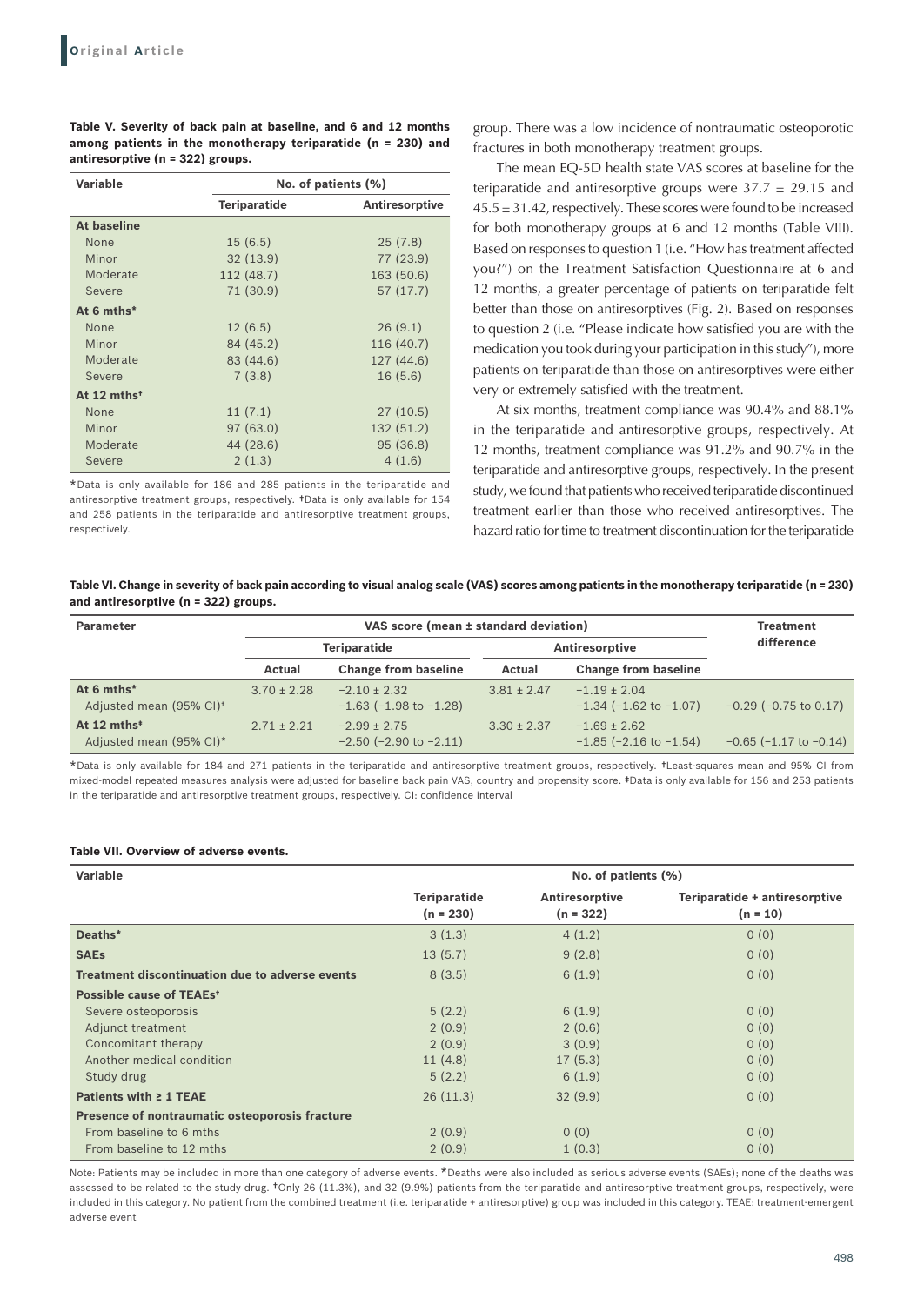**Table V. Severity of back pain at baseline, and 6 and 12 months among patients in the monotherapy teriparatide (n = 230) and antiresorptive (n = 322) groups.**

| Variable | No. of patients (%) | |
|---|---|---|
| | Teriparatide | Antiresorptive |
| **At baseline** | | |
| None | 15 (6.5) | 25 (7.8) |
| Minor | 32 (13.9) | 77 (23.9) |
| Moderate | 112 (48.7) | 163 (50.6) |
| Severe | 71 (30.9) | 57 (17.7) |
| **At 6 mths*** | | |
| None | 12 (6.5) | 26 (9.1) |
| Minor | 84 (45.2) | 116 (40.7) |
| Moderate | 83 (44.6) | 127 (44.6) |
| Severe | 7 (3.8) | 16 (5.6) |
| **At 12 mths†** | | |
| None | 11 (7.1) | 27 (10.5) |
| Minor | 97 (63.0) | 132 (51.2) |
| Moderate | 44 (28.6) | 95 (36.8) |
| Severe | 2 (1.3) | 4 (1.6) |

*Data is only available for 186 and 285 patients in the teriparatide and antiresorptive treatment groups, respectively. †Data is only available for 154 and 258 patients in the teriparatide and antiresorptive treatment groups, respectively.

group. There was a low incidence of nontraumatic osteoporotic fractures in both monotherapy treatment groups.

The mean EQ-5D health state VAS scores at baseline for the teriparatide and antiresorptive groups were 37.7 ± 29.15 and 45.5 ± 31.42, respectively. These scores were found to be increased for both monotherapy groups at 6 and 12 months (Table VIII). Based on responses to question 1 (i.e. "How has treatment affected you?") on the Treatment Satisfaction Questionnaire at 6 and 12 months, a greater percentage of patients on teriparatide felt better than those on antiresorptives (Fig. 2). Based on responses to question 2 (i.e. "Please indicate how satisfied you are with the medication you took during your participation in this study"), more patients on teriparatide than those on antiresorptives were either very or extremely satisfied with the treatment.

At six months, treatment compliance was 90.4% and 88.1% in the teriparatide and antiresorptive groups, respectively. At 12 months, treatment compliance was 91.2% and 90.7% in the teriparatide and antiresorptive groups, respectively. In the present study, we found that patients who received teriparatide discontinued treatment earlier than those who received antiresorptives. The hazard ratio for time to treatment discontinuation for the teriparatide

**Table VI. Change in severity of back pain according to visual analog scale (VAS) scores among patients in the monotherapy teriparatide (n = 230) and antiresorptive (n = 322) groups.**

| Parameter | VAS score (mean ± standard deviation) | | | | Treatment difference |
|---|---|---|---|---|---|
| | Teriparatide | | Antiresorptive | | |
| | Actual | Change from baseline | Actual | Change from baseline | |
| **At 6 mths*** | 3.70 ± 2.28 | −2.10 ± 2.32 | 3.81 ± 2.47 | −1.19 ± 2.04 | |
| Adjusted mean (95% CI)† | | −1.63 (−1.98 to −1.28) | | −1.34 (−1.62 to −1.07) | −0.29 (−0.75 to 0.17) |
| **At 12 mths‡** | 2.71 ± 2.21 | −2.99 ± 2.75 | 3.30 ± 2.37 | −1.69 ± 2.62 | |
| Adjusted mean (95% CI)* | | −2.50 (−2.90 to −2.11) | | −1.85 (−2.16 to −1.54) | −0.65 (−1.17 to −0.14) |

*Data is only available for 184 and 271 patients in the teriparatide and antiresorptive treatment groups, respectively. †Least-squares mean and 95% CI from mixed-model repeated measures analysis were adjusted for baseline back pain VAS, country and propensity score. ‡Data is only available for 156 and 253 patients in the teriparatide and antiresorptive treatment groups, respectively. CI: confidence interval

**Table VII. Overview of adverse events.**

| Variable | No. of patients (%) | | |
|---|---|---|---|
| | Teriparatide (n = 230) | Antiresorptive (n = 322) | Teriparatide + antiresorptive (n = 10) |
| **Deaths*** | 3 (1.3) | 4 (1.2) | 0 (0) |
| **SAEs** | 13 (5.7) | 9 (2.8) | 0 (0) |
| **Treatment discontinuation due to adverse events** | 8 (3.5) | 6 (1.9) | 0 (0) |
| **Possible cause of TEAEs†** | | | |
| Severe osteoporosis | 5 (2.2) | 6 (1.9) | 0 (0) |
| Adjunct treatment | 2 (0.9) | 2 (0.6) | 0 (0) |
| Concomitant therapy | 2 (0.9) | 3 (0.9) | 0 (0) |
| Another medical condition | 11 (4.8) | 17 (5.3) | 0 (0) |
| Study drug | 5 (2.2) | 6 (1.9) | 0 (0) |
| **Patients with ≥ 1 TEAE** | 26 (11.3) | 32 (9.9) | 0 (0) |
| **Presence of nontraumatic osteoporosis fracture** | | | |
| From baseline to 6 mths | 2 (0.9) | 0 (0) | 0 (0) |
| From baseline to 12 mths | 2 (0.9) | 1 (0.3) | 0 (0) |

Note: Patients may be included in more than one category of adverse events. *Deaths were also included as serious adverse events (SAEs); none of the deaths was assessed to be related to the study drug. †Only 26 (11.3%), and 32 (9.9%) patients from the teriparatide and antiresorptive treatment groups, respectively, were included in this category. No patient from the combined treatment (i.e. teriparatide + antiresorptive) group was included in this category. TEAE: treatment-emergent adverse event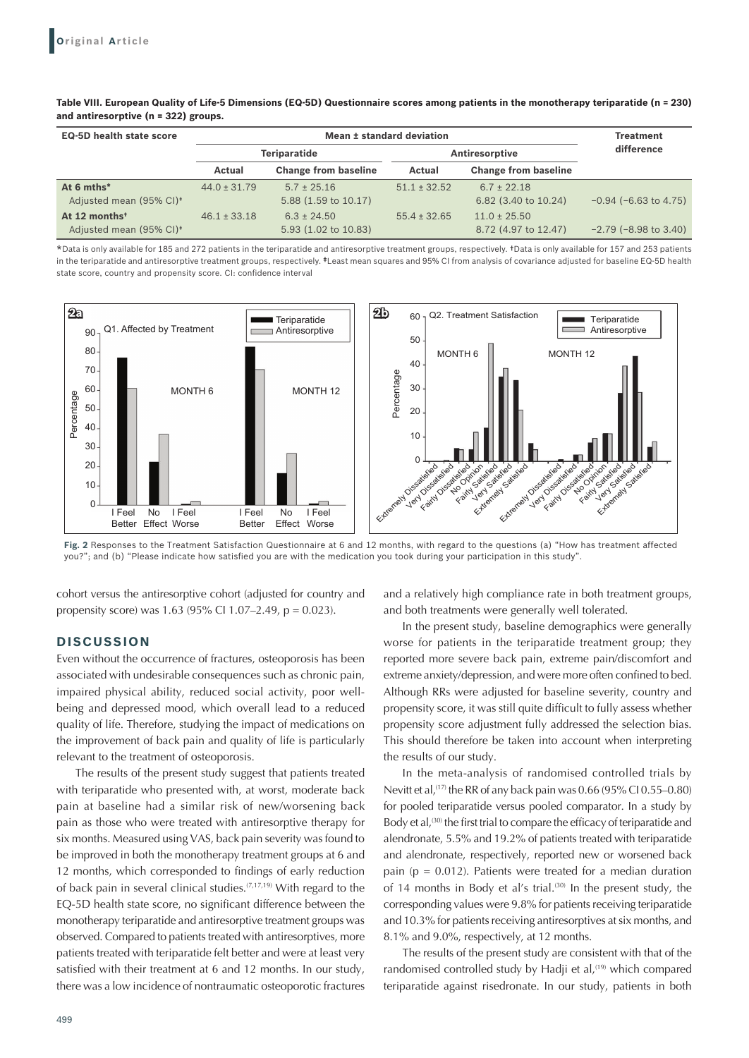**Table VIII. European Quality of Life-5 Dimensions (EQ-5D) Questionnaire scores among patients in the monotherapy teriparatide (n = 230) and antiresorptive (n = 322) groups.**

| EQ-5D health state score | Mean ± standard deviation | | | | Treatment difference |
|---|---|---|---|---|---|
| | Teriparatide | | Antiresorptive | | |
| | Actual | Change from baseline | Actual | Change from baseline | |
| **At 6 mths*** | 44.0 ± 31.79 | 5.7 ± 25.16 | 51.1 ± 32.52 | 6.7 ± 22.18 | |
| Adjusted mean (95% CI)‡ | | 5.88 (1.59 to 10.17) | | 6.82 (3.40 to 10.24) | −0.94 (−6.63 to 4.75) |
| **At 12 months†** | 46.1 ± 33.18 | 6.3 ± 24.50 | 55.4 ± 32.65 | 11.0 ± 25.50 | |
| Adjusted mean (95% CI)‡ | | 5.93 (1.02 to 10.83) | | 8.72 (4.97 to 12.47) | −2.79 (−8.98 to 3.40) |

*Data is only available for 185 and 272 patients in the teriparatide and antiresorptive treatment groups, respectively. †Data is only available for 157 and 253 patients in the teriparatide and antiresorptive treatment groups, respectively. ‡Least mean squares and 95% CI from analysis of covariance adjusted for baseline EQ-5D health state score, country and propensity score. CI: confidence interval

**Fig. 2** Responses to the Treatment Satisfaction Questionnaire at 6 and 12 months, with regard to the questions (a) "How has treatment affected you?"; and (b) "Please indicate how satisfied you are with the medication you took during your participation in this study".

cohort versus the antiresorptive cohort (adjusted for country and propensity score) was 1.63 (95% CI 1.07–2.49, p = 0.023).

## DISCUSSION

Even without the occurrence of fractures, osteoporosis has been associated with undesirable consequences such as chronic pain, impaired physical ability, reduced social activity, poor well-being and depressed mood, which overall lead to a reduced quality of life. Therefore, studying the impact of medications on the improvement of back pain and quality of life is particularly relevant to the treatment of osteoporosis.

The results of the present study suggest that patients treated with teriparatide who presented with, at worst, moderate back pain at baseline had a similar risk of new/worsening back pain as those who were treated with antiresorptive therapy for six months. Measured using VAS, back pain severity was found to be improved in both the monotherapy treatment groups at 6 and 12 months, which corresponded to findings of early reduction of back pain in several clinical studies.[7,17,19] With regard to the EQ-5D health state score, no significant difference between the monotherapy teriparatide and antiresorptive treatment groups was observed. Compared to patients treated with antiresorptives, more patients treated with teriparatide felt better and were at least very satisfied with their treatment at 6 and 12 months. In our study, there was a low incidence of nontraumatic osteoporotic fractures and a relatively high compliance rate in both treatment groups, and both treatments were generally well tolerated.

In the present study, baseline demographics were generally worse for patients in the teriparatide treatment group; they reported more severe back pain, extreme pain/discomfort and extreme anxiety/depression, and were more often confined to bed. Although RRs were adjusted for baseline severity, country and propensity score, it was still quite difficult to fully assess whether propensity score adjustment fully addressed the selection bias. This should therefore be taken into account when interpreting the results of our study.

In the meta-analysis of randomised controlled trials by Nevitt et al,[17] the RR of any back pain was 0.66 (95% CI 0.55–0.80) for pooled teriparatide versus pooled comparator. In a study by Body et al,[30] the first trial to compare the efficacy of teriparatide and alendronate, 5.5% and 19.2% of patients treated with teriparatide and alendronate, respectively, reported new or worsened back pain (p = 0.012). Patients were treated for a median duration of 14 months in Body et al's trial.[30] In the present study, the corresponding values were 9.8% for patients receiving teriparatide and 10.3% for patients receiving antiresorptives at six months, and 8.1% and 9.0%, respectively, at 12 months.

The results of the present study are consistent with that of the randomised controlled study by Hadji et al,[19] which compared teriparatide against risedronate. In our study, patients in both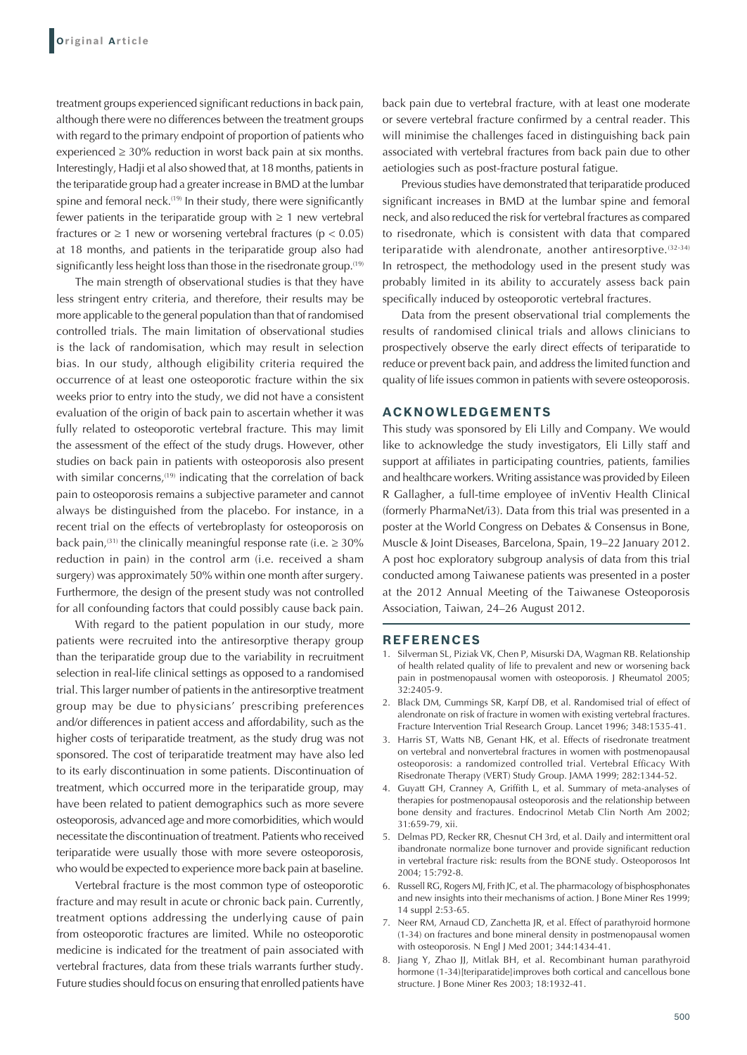treatment groups experienced significant reductions in back pain, although there were no differences between the treatment groups with regard to the primary endpoint of proportion of patients who experienced ≥ 30% reduction in worst back pain at six months. Interestingly, Hadji et al also showed that, at 18 months, patients in the teriparatide group had a greater increase in BMD at the lumbar spine and femoral neck.[19] In their study, there were significantly fewer patients in the teriparatide group with ≥ 1 new vertebral fractures or ≥ 1 new or worsening vertebral fractures ($p < 0.05$) at 18 months, and patients in the teriparatide group also had significantly less height loss than those in the risedronate group.[19]

The main strength of observational studies is that they have less stringent entry criteria, and therefore, their results may be more applicable to the general population than that of randomised controlled trials. The main limitation of observational studies is the lack of randomisation, which may result in selection bias. In our study, although eligibility criteria required the occurrence of at least one osteoporotic fracture within the six weeks prior to entry into the study, we did not have a consistent evaluation of the origin of back pain to ascertain whether it was fully related to osteoporotic vertebral fracture. This may limit the assessment of the effect of the study drugs. However, other studies on back pain in patients with osteoporosis also present with similar concerns,[19] indicating that the correlation of back pain to osteoporosis remains a subjective parameter and cannot always be distinguished from the placebo. For instance, in a recent trial on the effects of vertebroplasty for osteoporosis on back pain,[31] the clinically meaningful response rate (i.e. ≥ 30% reduction in pain) in the control arm (i.e. received a sham surgery) was approximately 50% within one month after surgery. Furthermore, the design of the present study was not controlled for all confounding factors that could possibly cause back pain.

With regard to the patient population in our study, more patients were recruited into the antiresorptive therapy group than the teriparatide group due to the variability in recruitment selection in real-life clinical settings as opposed to a randomised trial. This larger number of patients in the antiresorptive treatment group may be due to physicians' prescribing preferences and/or differences in patient access and affordability, such as the higher costs of teriparatide treatment, as the study drug was not sponsored. The cost of teriparatide treatment may have also led to its early discontinuation in some patients. Discontinuation of treatment, which occurred more in the teriparatide group, may have been related to patient demographics such as more severe osteoporosis, advanced age and more comorbidities, which would necessitate the discontinuation of treatment. Patients who received teriparatide were usually those with more severe osteoporosis, who would be expected to experience more back pain at baseline.

Vertebral fracture is the most common type of osteoporotic fracture and may result in acute or chronic back pain. Currently, treatment options addressing the underlying cause of pain from osteoporotic fractures are limited. While no osteoporotic medicine is indicated for the treatment of pain associated with vertebral fractures, data from these trials warrants further study. Future studies should focus on ensuring that enrolled patients have back pain due to vertebral fracture, with at least one moderate or severe vertebral fracture confirmed by a central reader. This will minimise the challenges faced in distinguishing back pain associated with vertebral fractures from back pain due to other aetiologies such as post-fracture postural fatigue.

Previous studies have demonstrated that teriparatide produced significant increases in BMD at the lumbar spine and femoral neck, and also reduced the risk for vertebral fractures as compared to risedronate, which is consistent with data that compared teriparatide with alendronate, another antiresorptive.[32-34] In retrospect, the methodology used in the present study was probably limited in its ability to accurately assess back pain specifically induced by osteoporotic vertebral fractures.

Data from the present observational trial complements the results of randomised clinical trials and allows clinicians to prospectively observe the early direct effects of teriparatide to reduce or prevent back pain, and address the limited function and quality of life issues common in patients with severe osteoporosis.

## ACKNOWLEDGEMENTS

This study was sponsored by Eli Lilly and Company. We would like to acknowledge the study investigators, Eli Lilly staff and support at affiliates in participating countries, patients, families and healthcare workers. Writing assistance was provided by Eileen R Gallagher, a full-time employee of inVentiv Health Clinical (formerly PharmaNet/i3). Data from this trial was presented in a poster at the World Congress on Debates & Consensus in Bone, Muscle & Joint Diseases, Barcelona, Spain, 19–22 January 2012. A post hoc exploratory subgroup analysis of data from this trial conducted among Taiwanese patients was presented in a poster at the 2012 Annual Meeting of the Taiwanese Osteoporosis Association, Taiwan, 24–26 August 2012.

## REFERENCES

1. Silverman SL, Piziak VK, Chen P, Misurski DA, Wagman RB. Relationship of health related quality of life to prevalent and new or worsening back pain in postmenopausal women with osteoporosis. J Rheumatol 2005; 32:2405-9.
2. Black DM, Cummings SR, Karpf DB, et al. Randomised trial of effect of alendronate on risk of fracture in women with existing vertebral fractures. Fracture Intervention Trial Research Group. Lancet 1996; 348:1535-41.
3. Harris ST, Watts NB, Genant HK, et al. Effects of risedronate treatment on vertebral and nonvertebral fractures in women with postmenopausal osteoporosis: a randomized controlled trial. Vertebral Efficacy With Risedronate Therapy (VERT) Study Group. JAMA 1999; 282:1344-52.
4. Guyatt GH, Cranney A, Griffith L, et al. Summary of meta-analyses of therapies for postmenopausal osteoporosis and the relationship between bone density and fractures. Endocrinol Metab Clin North Am 2002; 31:659-79, xii.
5. Delmas PD, Recker RR, Chesnut CH 3rd, et al. Daily and intermittent oral ibandronate normalize bone turnover and provide significant reduction in vertebral fracture risk: results from the BONE study. Osteoporosos Int 2004; 15:792-8.
6. Russell RG, Rogers MJ, Frith JC, et al. The pharmacology of bisphosphonates and new insights into their mechanisms of action. J Bone Miner Res 1999; 14 suppl 2:53-65.
7. Neer RM, Arnaud CD, Zanchetta JR, et al. Effect of parathyroid hormone (1-34) on fractures and bone mineral density in postmenopausal women with osteoporosis. N Engl J Med 2001; 344:1434-41.
8. Jiang Y, Zhao JJ, Mitlak BH, et al. Recombinant human parathyroid hormone (1-34)[teriparatide]improves both cortical and cancellous bone structure. J Bone Miner Res 2003; 18:1932-41.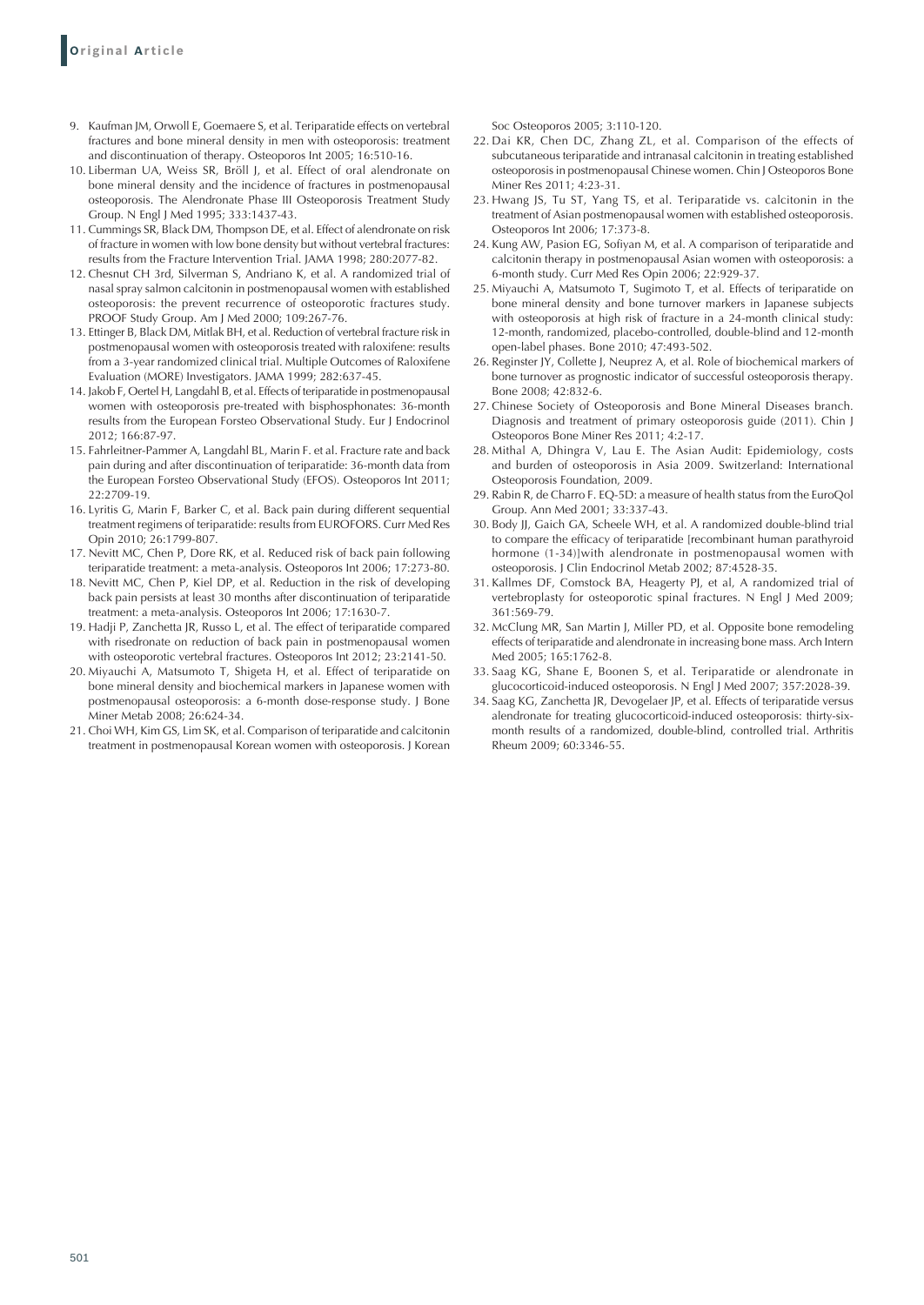9. Kaufman JM, Orwoll E, Goemaere S, et al. Teriparatide effects on vertebral fractures and bone mineral density in men with osteoporosis: treatment and discontinuation of therapy. Osteoporos Int 2005; 16:510-16.
10. Liberman UA, Weiss SR, Bröll J, et al. Effect of oral alendronate on bone mineral density and the incidence of fractures in postmenopausal osteoporosis. The Alendronate Phase III Osteoporosis Treatment Study Group. N Engl J Med 1995; 333:1437-43.
11. Cummings SR, Black DM, Thompson DE, et al. Effect of alendronate on risk of fracture in women with low bone density but without vertebral fractures: results from the Fracture Intervention Trial. JAMA 1998; 280:2077-82.
12. Chesnut CH 3rd, Silverman S, Andriano K, et al. A randomized trial of nasal spray salmon calcitonin in postmenopausal women with established osteoporosis: the prevent recurrence of osteoporotic fractures study. PROOF Study Group. Am J Med 2000; 109:267-76.
13. Ettinger B, Black DM, Mitlak BH, et al. Reduction of vertebral fracture risk in postmenopausal women with osteoporosis treated with raloxifene: results from a 3-year randomized clinical trial. Multiple Outcomes of Raloxifene Evaluation (MORE) Investigators. JAMA 1999; 282:637-45.
14. Jakob F, Oertel H, Langdahl B, et al. Effects of teriparatide in postmenopausal women with osteoporosis pre-treated with bisphosphonates: 36-month results from the European Forsteo Observational Study. Eur J Endocrinol 2012; 166:87-97.
15. Fahrleitner-Pammer A, Langdahl BL, Marin F. et al. Fracture rate and back pain during and after discontinuation of teriparatide: 36-month data from the European Forsteo Observational Study (EFOS). Osteoporos Int 2011; 22:2709-19.
16. Lyritis G, Marin F, Barker C, et al. Back pain during different sequential treatment regimens of teriparatide: results from EUROFORS. Curr Med Res Opin 2010; 26:1799-807.
17. Nevitt MC, Chen P, Dore RK, et al. Reduced risk of back pain following teriparatide treatment: a meta-analysis. Osteoporos Int 2006; 17:273-80.
18. Nevitt MC, Chen P, Kiel DP, et al. Reduction in the risk of developing back pain persists at least 30 months after discontinuation of teriparatide treatment: a meta-analysis. Osteoporos Int 2006; 17:1630-7.
19. Hadji P, Zanchetta JR, Russo L, et al. The effect of teriparatide compared with risedronate on reduction of back pain in postmenopausal women with osteoporotic vertebral fractures. Osteoporos Int 2012; 23:2141-50.
20. Miyauchi A, Matsumoto T, Shigeta H, et al. Effect of teriparatide on bone mineral density and biochemical markers in Japanese women with postmenopausal osteoporosis: a 6-month dose-response study. J Bone Miner Metab 2008; 26:624-34.
21. Choi WH, Kim GS, Lim SK, et al. Comparison of teriparatide and calcitonin treatment in postmenopausal Korean women with osteoporosis. J Korean Soc Osteoporos 2005; 3:110-120.
22. Dai KR, Chen DC, Zhang ZL, et al. Comparison of the effects of subcutaneous teriparatide and intranasal calcitonin in treating established osteoporosis in postmenopausal Chinese women. Chin J Osteoporos Bone Miner Res 2011; 4:23-31.
23. Hwang JS, Tu ST, Yang TS, et al. Teriparatide vs. calcitonin in the treatment of Asian postmenopausal women with established osteoporosis. Osteoporos Int 2006; 17:373-8.
24. Kung AW, Pasion EG, Sofiyan M, et al. A comparison of teriparatide and calcitonin therapy in postmenopausal Asian women with osteoporosis: a 6-month study. Curr Med Res Opin 2006; 22:929-37.
25. Miyauchi A, Matsumoto T, Sugimoto T, et al. Effects of teriparatide on bone mineral density and bone turnover markers in Japanese subjects with osteoporosis at high risk of fracture in a 24-month clinical study: 12-month, randomized, placebo-controlled, double-blind and 12-month open-label phases. Bone 2010; 47:493-502.
26. Reginster JY, Collette J, Neuprez A, et al. Role of biochemical markers of bone turnover as prognostic indicator of successful osteoporosis therapy. Bone 2008; 42:832-6.
27. Chinese Society of Osteoporosis and Bone Mineral Diseases branch. Diagnosis and treatment of primary osteoporosis guide (2011). Chin J Osteoporos Bone Miner Res 2011; 4:2-17.
28. Mithal A, Dhingra V, Lau E. The Asian Audit: Epidemiology, costs and burden of osteoporosis in Asia 2009. Switzerland: International Osteoporosis Foundation, 2009.
29. Rabin R, de Charro F. EQ-5D: a measure of health status from the EuroQol Group. Ann Med 2001; 33:337-43.
30. Body JJ, Gaich GA, Scheele WH, et al. A randomized double-blind trial to compare the efficacy of teriparatide [recombinant human parathyroid hormone (1-34)]with alendronate in postmenopausal women with osteoporosis. J Clin Endocrinol Metab 2002; 87:4528-35.
31. Kallmes DF, Comstock BA, Heagerty PJ, et al, A randomized trial of vertebroplasty for osteoporotic spinal fractures. N Engl J Med 2009; 361:569-79.
32. McClung MR, San Martin J, Miller PD, et al. Opposite bone remodeling effects of teriparatide and alendronate in increasing bone mass. Arch Intern Med 2005; 165:1762-8.
33. Saag KG, Shane E, Boonen S, et al. Teriparatide or alendronate in glucocorticoid-induced osteoporosis. N Engl J Med 2007; 357:2028-39.
34. Saag KG, Zanchetta JR, Devogelaer JP, et al. Effects of teriparatide versus alendronate for treating glucocorticoid-induced osteoporosis: thirty-six-month results of a randomized, double-blind, controlled trial. Arthritis Rheum 2009; 60:3346-55.